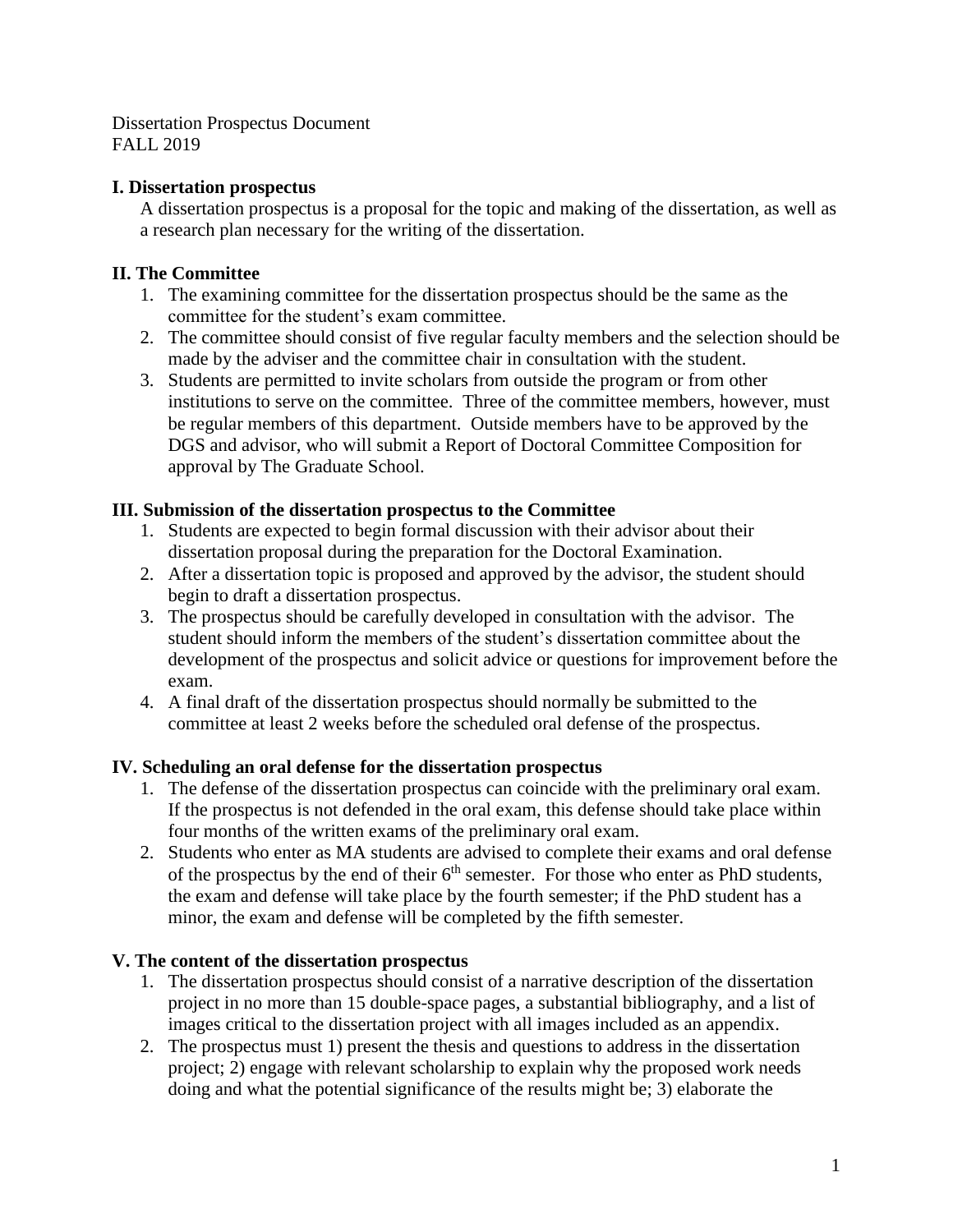Dissertation Prospectus Document
FALL 2019

## I. Dissertation prospectus

A dissertation prospectus is a proposal for the topic and making of the dissertation, as well as a research plan necessary for the writing of the dissertation.

## II. The Committee

1. The examining committee for the dissertation prospectus should be the same as the committee for the student's exam committee.
2. The committee should consist of five regular faculty members and the selection should be made by the adviser and the committee chair in consultation with the student.
3. Students are permitted to invite scholars from outside the program or from other institutions to serve on the committee. Three of the committee members, however, must be regular members of this department. Outside members have to be approved by the DGS and advisor, who will submit a Report of Doctoral Committee Composition for approval by The Graduate School.

## III. Submission of the dissertation prospectus to the Committee

1. Students are expected to begin formal discussion with their advisor about their dissertation proposal during the preparation for the Doctoral Examination.
2. After a dissertation topic is proposed and approved by the advisor, the student should begin to draft a dissertation prospectus.
3. The prospectus should be carefully developed in consultation with the advisor. The student should inform the members of the student's dissertation committee about the development of the prospectus and solicit advice or questions for improvement before the exam.
4. A final draft of the dissertation prospectus should normally be submitted to the committee at least 2 weeks before the scheduled oral defense of the prospectus.

## IV. Scheduling an oral defense for the dissertation prospectus

1. The defense of the dissertation prospectus can coincide with the preliminary oral exam. If the prospectus is not defended in the oral exam, this defense should take place within four months of the written exams of the preliminary oral exam.
2. Students who enter as MA students are advised to complete their exams and oral defense of the prospectus by the end of their 6th semester. For those who enter as PhD students, the exam and defense will take place by the fourth semester; if the PhD student has a minor, the exam and defense will be completed by the fifth semester.

## V. The content of the dissertation prospectus

1. The dissertation prospectus should consist of a narrative description of the dissertation project in no more than 15 double-space pages, a substantial bibliography, and a list of images critical to the dissertation project with all images included as an appendix.
2. The prospectus must 1) present the thesis and questions to address in the dissertation project; 2) engage with relevant scholarship to explain why the proposed work needs doing and what the potential significance of the results might be; 3) elaborate the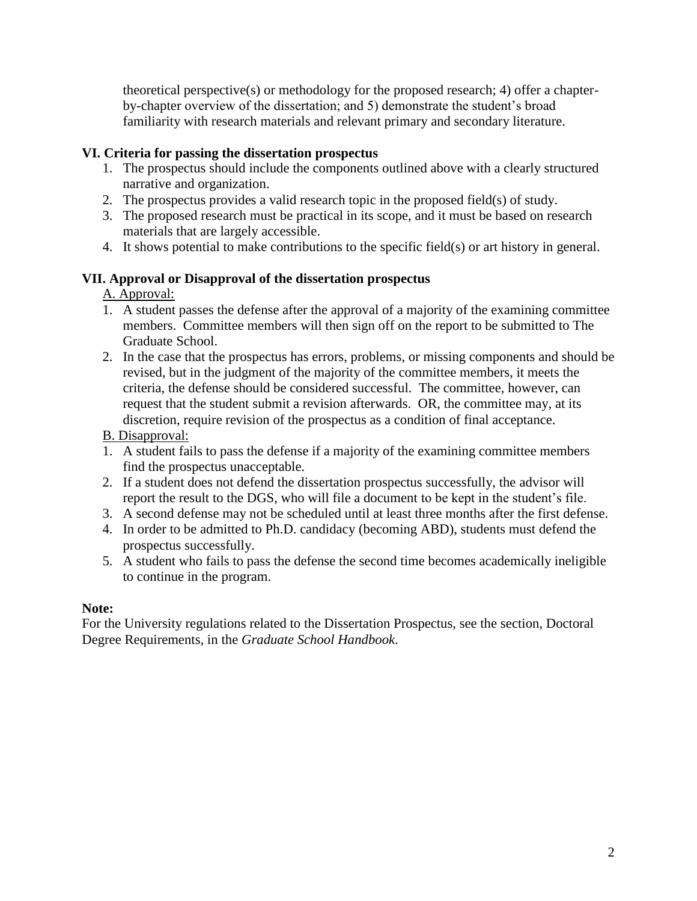theoretical perspective(s) or methodology for the proposed research; 4) offer a chapter-by-chapter overview of the dissertation; and 5) demonstrate the student's broad familiarity with research materials and relevant primary and secondary literature.

**VI. Criteria for passing the dissertation prospectus**

1. The prospectus should include the components outlined above with a clearly structured narrative and organization.
2. The prospectus provides a valid research topic in the proposed field(s) of study.
3. The proposed research must be practical in its scope, and it must be based on research materials that are largely accessible.
4. It shows potential to make contributions to the specific field(s) or art history in general.

**VII. Approval or Disapproval of the dissertation prospectus**

A. Approval:

1. A student passes the defense after the approval of a majority of the examining committee members. Committee members will then sign off on the report to be submitted to The Graduate School.
2. In the case that the prospectus has errors, problems, or missing components and should be revised, but in the judgment of the majority of the committee members, it meets the criteria, the defense should be considered successful. The committee, however, can request that the student submit a revision afterwards. OR, the committee may, at its discretion, require revision of the prospectus as a condition of final acceptance.

B. Disapproval:

1. A student fails to pass the defense if a majority of the examining committee members find the prospectus unacceptable.
2. If a student does not defend the dissertation prospectus successfully, the advisor will report the result to the DGS, who will file a document to be kept in the student's file.
3. A second defense may not be scheduled until at least three months after the first defense.
4. In order to be admitted to Ph.D. candidacy (becoming ABD), students must defend the prospectus successfully.
5. A student who fails to pass the defense the second time becomes academically ineligible to continue in the program.

**Note:**

For the University regulations related to the Dissertation Prospectus, see the section, Doctoral Degree Requirements, in the *Graduate School Handbook*.